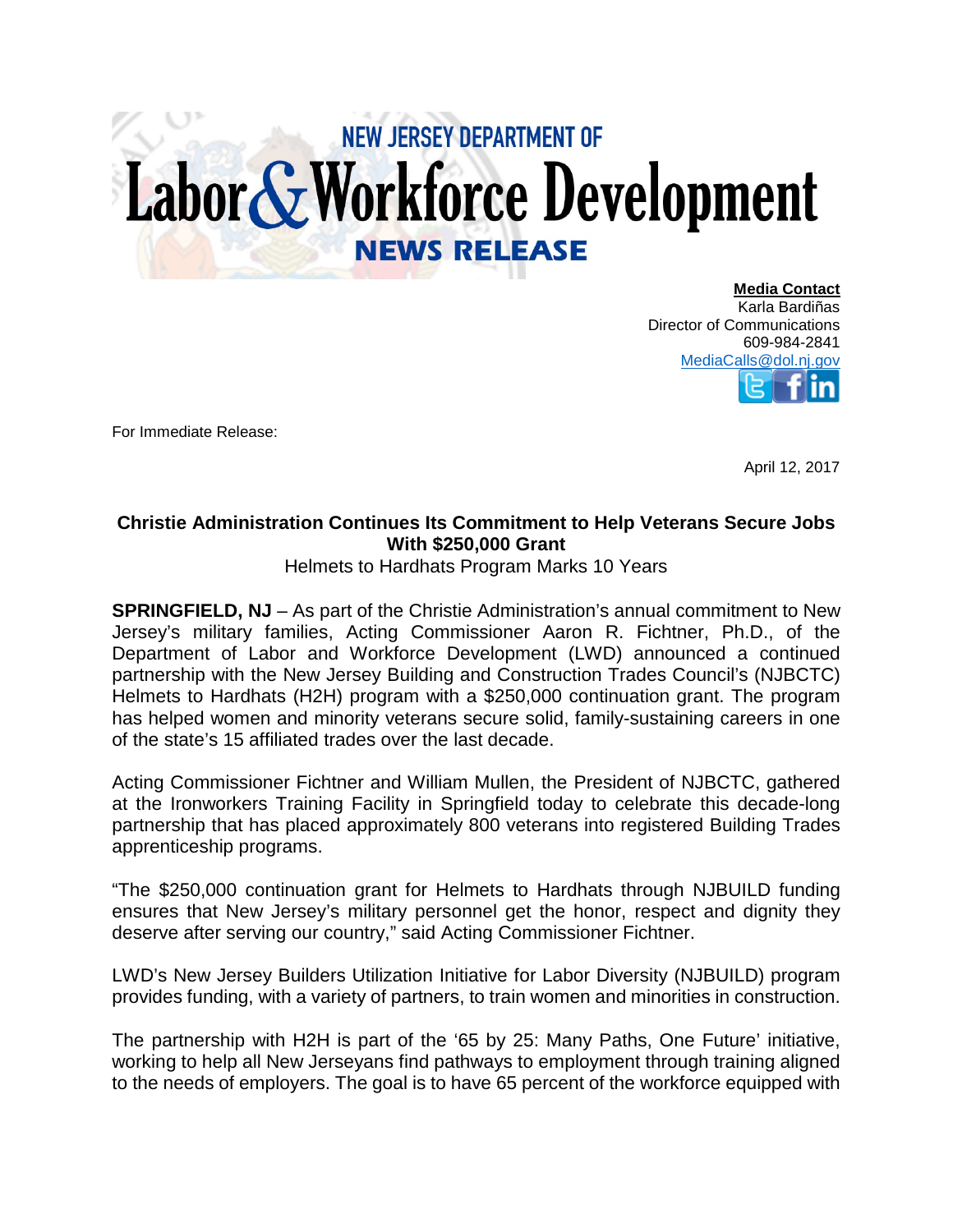# NEW JERSEY DEPARTMENT OF Labor & Workforce Development

## NEWS RELEASE

**Media Contact**
Karla Bardiñas
Director of Communications
609-984-2841
MediaCalls@dol.nj.gov

For Immediate Release:

April 12, 2017

**Christie Administration Continues Its Commitment to Help Veterans Secure Jobs With $250,000 Grant**

Helmets to Hardhats Program Marks 10 Years

**SPRINGFIELD, NJ** – As part of the Christie Administration's annual commitment to New Jersey's military families, Acting Commissioner Aaron R. Fichtner, Ph.D., of the Department of Labor and Workforce Development (LWD) announced a continued partnership with the New Jersey Building and Construction Trades Council's (NJBCTC) Helmets to Hardhats (H2H) program with a $250,000 continuation grant. The program has helped women and minority veterans secure solid, family-sustaining careers in one of the state's 15 affiliated trades over the last decade.

Acting Commissioner Fichtner and William Mullen, the President of NJBCTC, gathered at the Ironworkers Training Facility in Springfield today to celebrate this decade-long partnership that has placed approximately 800 veterans into registered Building Trades apprenticeship programs.

"The $250,000 continuation grant for Helmets to Hardhats through NJBUILD funding ensures that New Jersey's military personnel get the honor, respect and dignity they deserve after serving our country," said Acting Commissioner Fichtner.

LWD's New Jersey Builders Utilization Initiative for Labor Diversity (NJBUILD) program provides funding, with a variety of partners, to train women and minorities in construction.

The partnership with H2H is part of the '65 by 25: Many Paths, One Future' initiative, working to help all New Jerseyans find pathways to employment through training aligned to the needs of employers. The goal is to have 65 percent of the workforce equipped with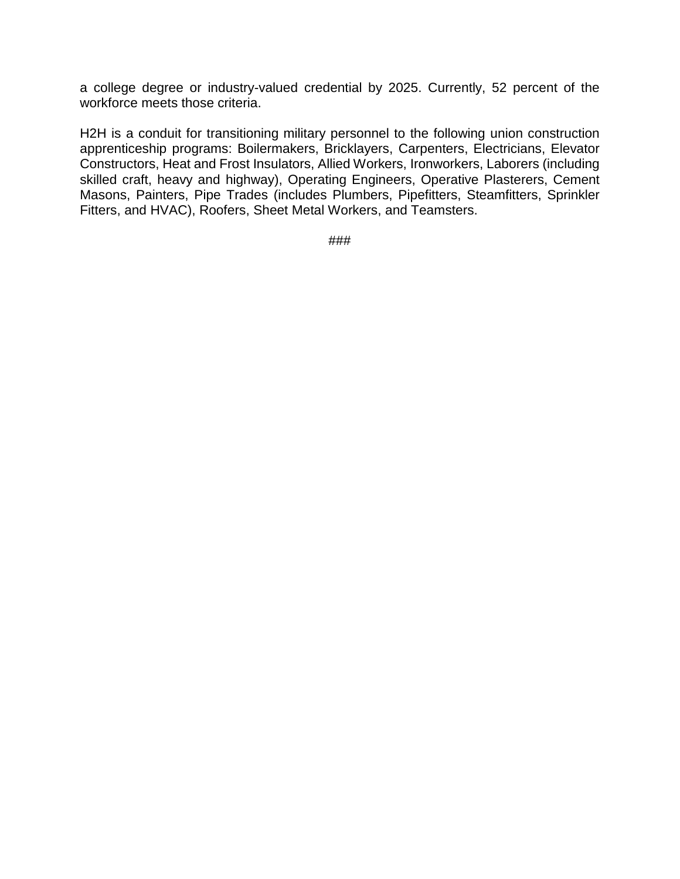a college degree or industry-valued credential by 2025. Currently, 52 percent of the workforce meets those criteria.

H2H is a conduit for transitioning military personnel to the following union construction apprenticeship programs: Boilermakers, Bricklayers, Carpenters, Electricians, Elevator Constructors, Heat and Frost Insulators, Allied Workers, Ironworkers, Laborers (including skilled craft, heavy and highway), Operating Engineers, Operative Plasterers, Cement Masons, Painters, Pipe Trades (includes Plumbers, Pipefitters, Steamfitters, Sprinkler Fitters, and HVAC), Roofers, Sheet Metal Workers, and Teamsters.

###